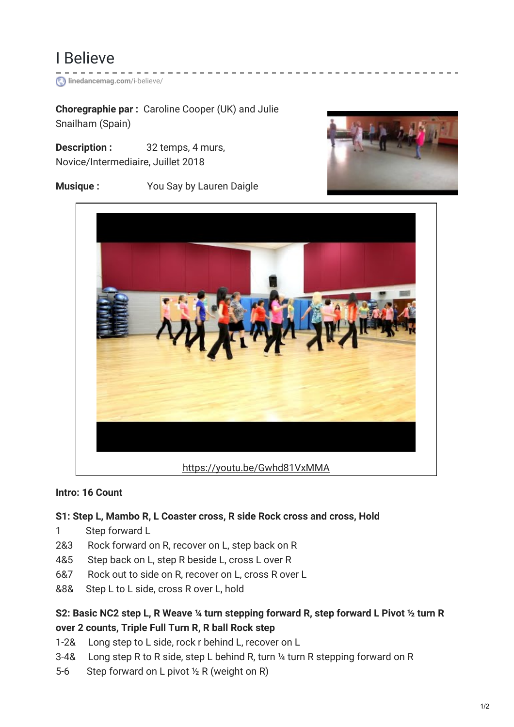# I Believe

linedancemag.com/i-believe/

**Choregraphie par :** Caroline Cooper (UK) and Julie Snailham (Spain)

**Description :** 32 temps, 4 murs, Novice/Intermediaire, Juillet 2018

**Musique :** You Say by Lauren Daigle

https://youtu.be/Gwhd81VxMMA

**Intro: 16 Count**

**S1: Step L, Mambo R, L Coaster cross, R side Rock cross and cross, Hold**

1 Step forward L
2&3 Rock forward on R, recover on L, step back on R
4&5 Step back on L, step R beside L, cross L over R
6&7 Rock out to side on R, recover on L, cross R over L
&8& Step L to L side, cross R over L, hold

**S2: Basic NC2 step L, R Weave ¼ turn stepping forward R, step forward L Pivot ½ turn R over 2 counts, Triple Full Turn R, R ball Rock step**

1-2& Long step to L side, rock r behind L, recover on L
3-4& Long step R to R side, step L behind R, turn ¼ turn R stepping forward on R
5-6 Step forward on L pivot ½ R (weight on R)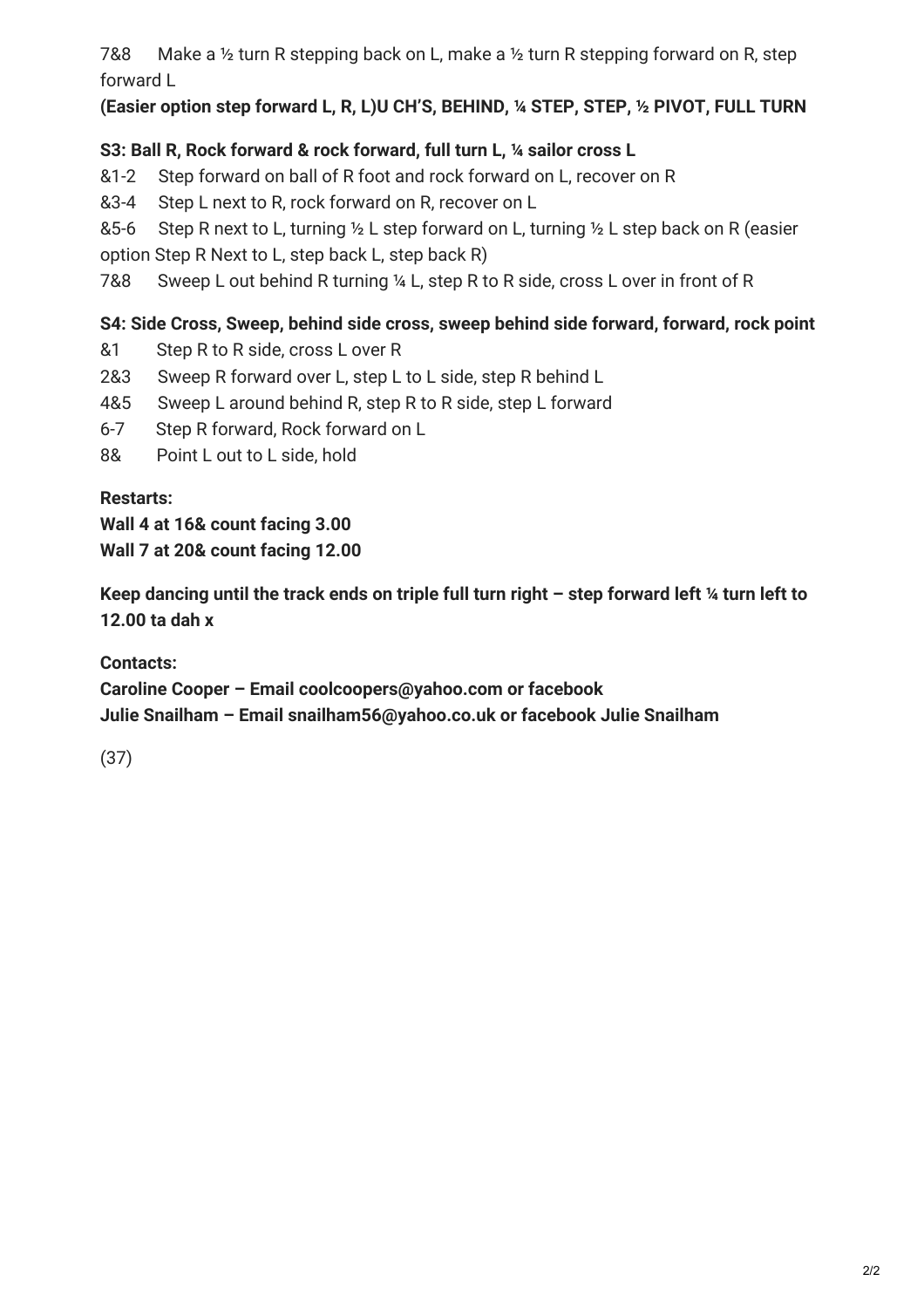7&8 Make a ½ turn R stepping back on L, make a ½ turn R stepping forward on R, step forward L

**(Easier option step forward L, R, L)U CH'S, BEHIND, ¼ STEP, STEP, ½ PIVOT, FULL TURN**

**S3: Ball R, Rock forward & rock forward, full turn L, ¼ sailor cross L**

&1-2 Step forward on ball of R foot and rock forward on L, recover on R

&3-4 Step L next to R, rock forward on R, recover on L

&5-6 Step R next to L, turning ½ L step forward on L, turning ½ L step back on R (easier option Step R Next to L, step back L, step back R)

7&8 Sweep L out behind R turning ¼ L, step R to R side, cross L over in front of R

**S4: Side Cross, Sweep, behind side cross, sweep behind side forward, forward, rock point**

&1 Step R to R side, cross L over R

2&3 Sweep R forward over L, step L to L side, step R behind L

4&5 Sweep L around behind R, step R to R side, step L forward

6-7 Step R forward, Rock forward on L

8& Point L out to L side, hold

**Restarts:**

**Wall 4 at 16& count facing 3.00**

**Wall 7 at 20& count facing 12.00**

**Keep dancing until the track ends on triple full turn right – step forward left ¼ turn left to 12.00 ta dah x**

**Contacts:**

**Caroline Cooper – Email coolcoopers@yahoo.com or facebook**

**Julie Snailham – Email snailham56@yahoo.co.uk or facebook Julie Snailham**

(37)